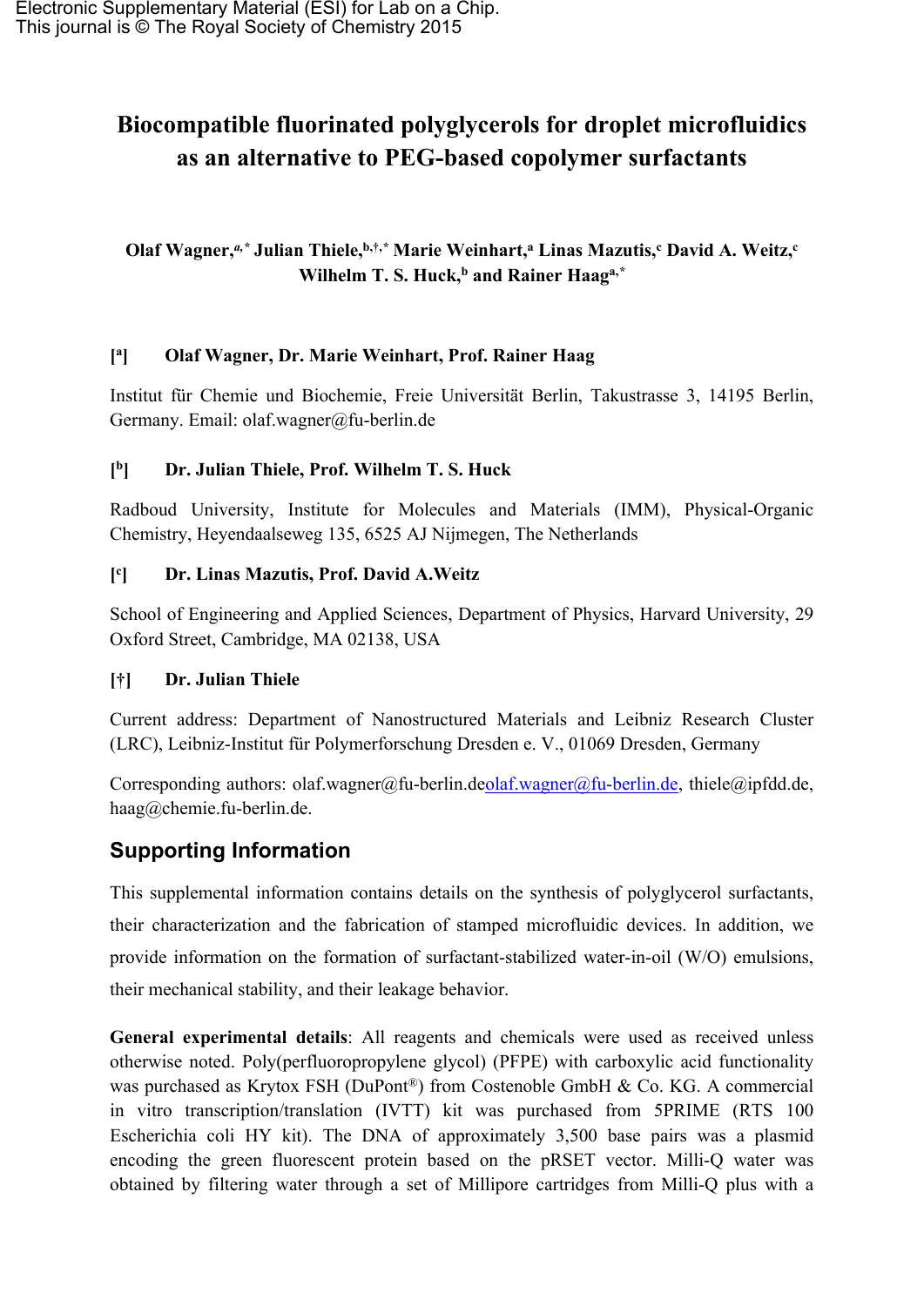Electronic Supplementary Material (ESI) for Lab on a Chip.
This journal is © The Royal Society of Chemistry 2015

# Biocompatible fluorinated polyglycerols for droplet microfluidics as an alternative to PEG-based copolymer surfactants

**Olaf Wagner,[a,*] Julian Thiele,[b,†,*] Marie Weinhart,[a] Linas Mazutis,[c] David A. Weitz,[c] Wilhelm T. S. Huck,[b] and Rainer Haag[a,*]**

**[a] Olaf Wagner, Dr. Marie Weinhart, Prof. Rainer Haag**

Institut für Chemie und Biochemie, Freie Universität Berlin, Takustrasse 3, 14195 Berlin, Germany. Email: olaf.wagner@fu-berlin.de

**[b] Dr. Julian Thiele, Prof. Wilhelm T. S. Huck**

Radboud University, Institute for Molecules and Materials (IMM), Physical-Organic Chemistry, Heyendaalseweg 135, 6525 AJ Nijmegen, The Netherlands

**[c] Dr. Linas Mazutis, Prof. David A.Weitz**

School of Engineering and Applied Sciences, Department of Physics, Harvard University, 29 Oxford Street, Cambridge, MA 02138, USA

**[†] Dr. Julian Thiele**

Current address: Department of Nanostructured Materials and Leibniz Research Cluster (LRC), Leibniz-Institut für Polymerforschung Dresden e. V., 01069 Dresden, Germany

Corresponding authors: olaf.wagner@fu-berlin.deolaf.wagner@fu-berlin.de, thiele@ipfdd.de, haag@chemie.fu-berlin.de.

## Supporting Information

This supplemental information contains details on the synthesis of polyglycerol surfactants, their characterization and the fabrication of stamped microfluidic devices. In addition, we provide information on the formation of surfactant-stabilized water-in-oil (W/O) emulsions, their mechanical stability, and their leakage behavior.

**General experimental details**: All reagents and chemicals were used as received unless otherwise noted. Poly(perfluoropropylene glycol) (PFPE) with carboxylic acid functionality was purchased as Krytox FSH (DuPont®) from Costenoble GmbH & Co. KG. A commercial in vitro transcription/translation (IVTT) kit was purchased from 5PRIME (RTS 100 Escherichia coli HY kit). The DNA of approximately 3,500 base pairs was a plasmid encoding the green fluorescent protein based on the pRSET vector. Milli-Q water was obtained by filtering water through a set of Millipore cartridges from Milli-Q plus with a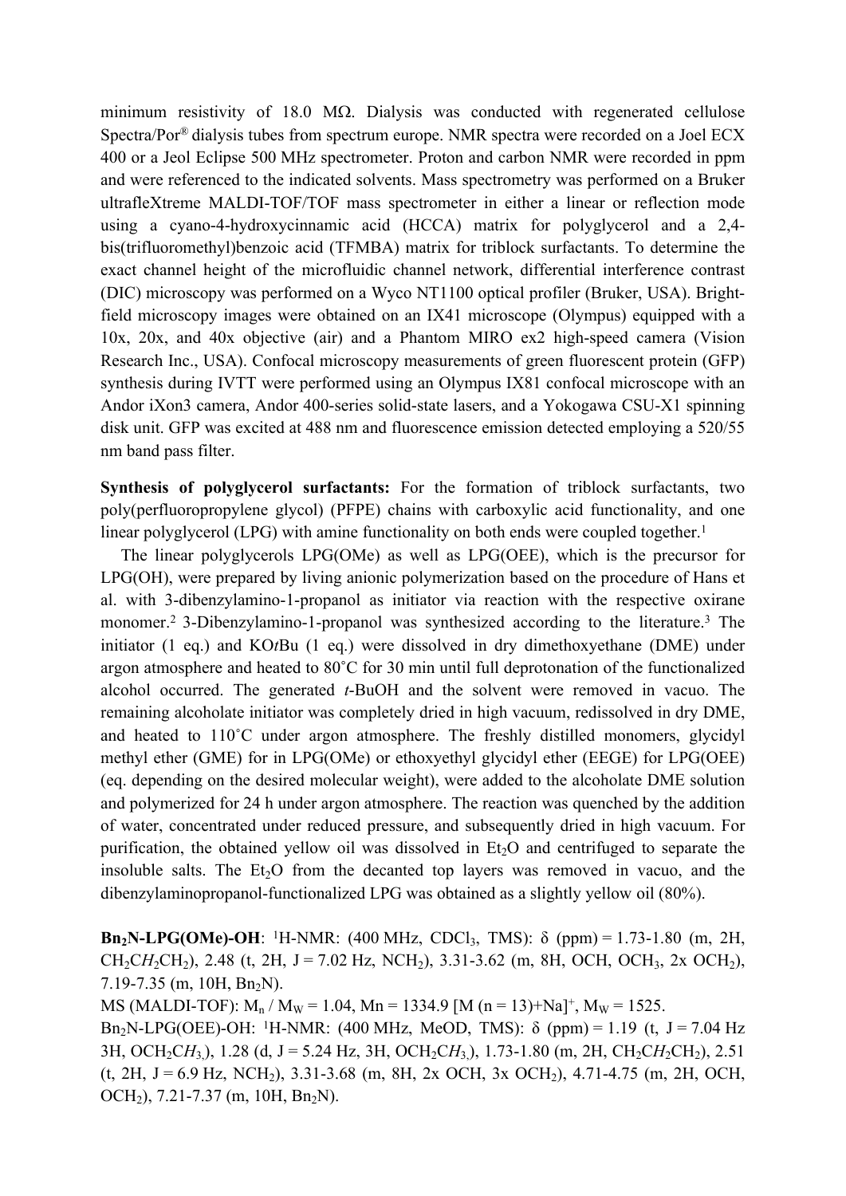minimum resistivity of 18.0 MΩ. Dialysis was conducted with regenerated cellulose Spectra/Por® dialysis tubes from spectrum europe. NMR spectra were recorded on a Joel ECX 400 or a Jeol Eclipse 500 MHz spectrometer. Proton and carbon NMR were recorded in ppm and were referenced to the indicated solvents. Mass spectrometry was performed on a Bruker ultrafleXtreme MALDI-TOF/TOF mass spectrometer in either a linear or reflection mode using a cyano-4-hydroxycinnamic acid (HCCA) matrix for polyglycerol and a 2,4-bis(trifluoromethyl)benzoic acid (TFMBA) matrix for triblock surfactants. To determine the exact channel height of the microfluidic channel network, differential interference contrast (DIC) microscopy was performed on a Wyco NT1100 optical profiler (Bruker, USA). Bright-field microscopy images were obtained on an IX41 microscope (Olympus) equipped with a 10x, 20x, and 40x objective (air) and a Phantom MIRO ex2 high-speed camera (Vision Research Inc., USA). Confocal microscopy measurements of green fluorescent protein (GFP) synthesis during IVTT were performed using an Olympus IX81 confocal microscope with an Andor iXon3 camera, Andor 400-series solid-state lasers, and a Yokogawa CSU-X1 spinning disk unit. GFP was excited at 488 nm and fluorescence emission detected employing a 520/55 nm band pass filter.

**Synthesis of polyglycerol surfactants:** For the formation of triblock surfactants, two poly(perfluoropropylene glycol) (PFPE) chains with carboxylic acid functionality, and one linear polyglycerol (LPG) with amine functionality on both ends were coupled together.[1]

The linear polyglycerols LPG(OMe) as well as LPG(OEE), which is the precursor for LPG(OH), were prepared by living anionic polymerization based on the procedure of Hans et al. with 3-dibenzylamino-1-propanol as initiator via reaction with the respective oxirane monomer.[2] 3-Dibenzylamino-1-propanol was synthesized according to the literature.[3] The initiator (1 eq.) and KO*t*Bu (1 eq.) were dissolved in dry dimethoxyethane (DME) under argon atmosphere and heated to 80˚C for 30 min until full deprotonation of the functionalized alcohol occurred. The generated *t*-BuOH and the solvent were removed in vacuo. The remaining alcoholate initiator was completely dried in high vacuum, redissolved in dry DME, and heated to 110˚C under argon atmosphere. The freshly distilled monomers, glycidyl methyl ether (GME) for in LPG(OMe) or ethoxyethyl glycidyl ether (EEGE) for LPG(OEE) (eq. depending on the desired molecular weight), were added to the alcoholate DME solution and polymerized for 24 h under argon atmosphere. The reaction was quenched by the addition of water, concentrated under reduced pressure, and subsequently dried in high vacuum. For purification, the obtained yellow oil was dissolved in $Et_2O$ and centrifuged to separate the insoluble salts. The $Et_2O$ from the decanted top layers was removed in vacuo, and the dibenzylaminopropanol-functionalized LPG was obtained as a slightly yellow oil (80%).

**$Bn_2N$-LPG(OMe)-OH**: $^1$H-NMR: (400 MHz, $CDCl_3$, TMS): δ (ppm) = 1.73-1.80 (m, 2H, $CH_2CH_2CH_2$), 2.48 (t, 2H, J = 7.02 Hz, $NCH_2$), 3.31-3.62 (m, 8H, OCH, $OCH_3$, 2x $OCH_2$), 7.19-7.35 (m, 10H, $Bn_2N$).
MS (MALDI-TOF): $M_n$ / $M_W$ = 1.04, Mn = 1334.9 [M (n = 13)+Na]$^+$, $M_W$ = 1525.
$Bn_2N$-LPG(OEE)-OH: $^1$H-NMR: (400 MHz, MeOD, TMS): δ (ppm) = 1.19 (t, J = 7.04 Hz 3H, $OCH_2CH_3$), 1.28 (d, J = 5.24 Hz, 3H, $OCH_2CH_3$), 1.73-1.80 (m, 2H, $CH_2CH_2CH_2$), 2.51 (t, 2H, J = 6.9 Hz, $NCH_2$), 3.31-3.68 (m, 8H, 2x OCH, 3x $OCH_2$), 4.71-4.75 (m, 2H, OCH, $OCH_2$), 7.21-7.37 (m, 10H, $Bn_2N$).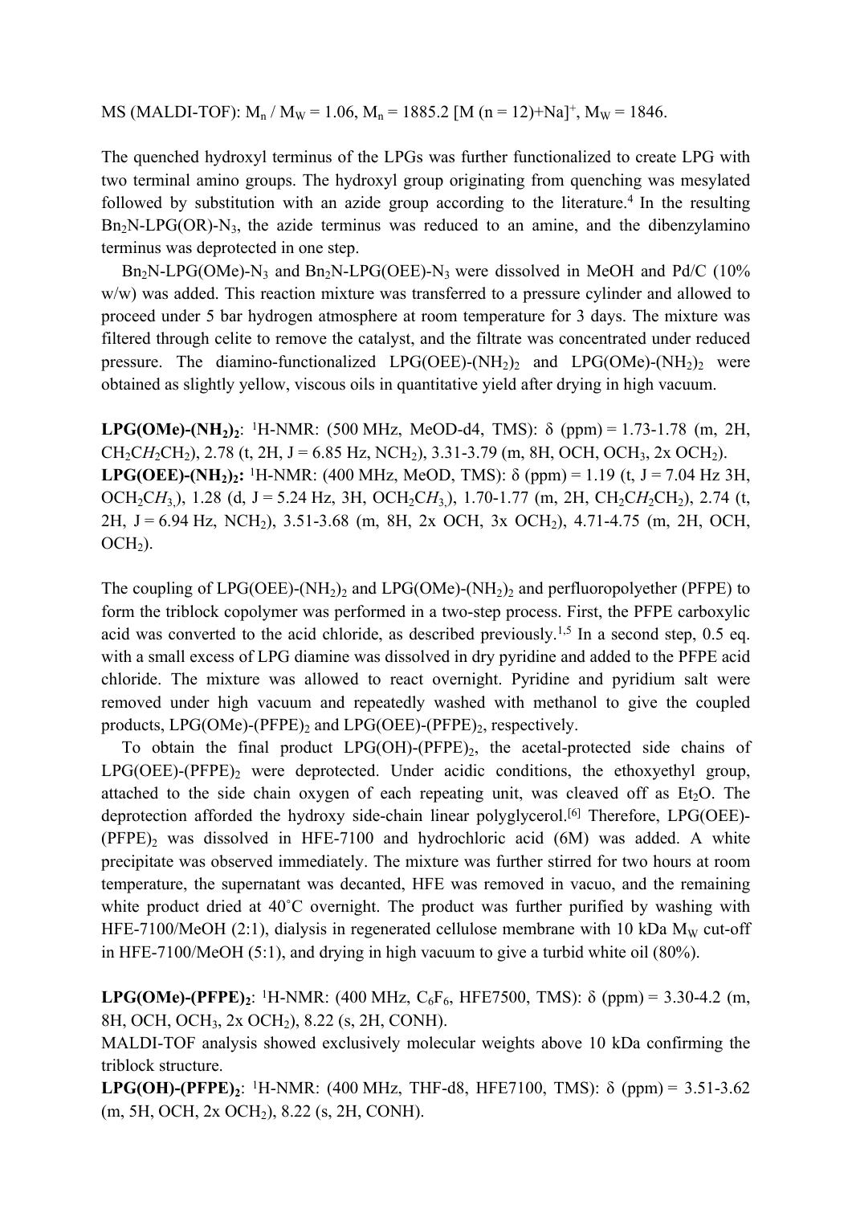MS (MALDI-TOF): $M_n$ / $M_W$ = 1.06, $M_n$ = 1885.2 $[M (n = 12)+Na]^+$, $M_W$ = 1846.

The quenched hydroxyl terminus of the LPGs was further functionalized to create LPG with two terminal amino groups. The hydroxyl group originating from quenching was mesylated followed by substitution with an azide group according to the literature.[4] In the resulting $Bn_2N$-LPG(OR)-$N_3$, the azide terminus was reduced to an amine, and the dibenzylamino terminus was deprotected in one step.

$Bn_2N$-LPG(OMe)-$N_3$ and $Bn_2N$-LPG(OEE)-$N_3$ were dissolved in MeOH and Pd/C (10% w/w) was added. This reaction mixture was transferred to a pressure cylinder and allowed to proceed under 5 bar hydrogen atmosphere at room temperature for 3 days. The mixture was filtered through celite to remove the catalyst, and the filtrate was concentrated under reduced pressure. The diamino-functionalized LPG(OEE)-$(NH_2)_2$ and LPG(OMe)-$(NH_2)_2$ were obtained as slightly yellow, viscous oils in quantitative yield after drying in high vacuum.

**LPG(OMe)-$(NH_2)_2$**: $^1$H-NMR: (500 MHz, MeOD-d4, TMS): δ (ppm) = 1.73-1.78 (m, 2H, $CH_2C\mathit{H_2}CH_2$), 2.78 (t, 2H, J = 6.85 Hz, $NCH_2$), 3.31-3.79 (m, 8H, OCH, $OCH_3$, 2x $OCH_2$).
**LPG(OEE)-$(NH_2)_2$:** $^1$H-NMR: (400 MHz, MeOD, TMS): δ (ppm) = 1.19 (t, J = 7.04 Hz 3H, $OCH_2C\mathit{H_3}$,), 1.28 (d, J = 5.24 Hz, 3H, $OCH_2C\mathit{H_3}$,), 1.70-1.77 (m, 2H, $CH_2C\mathit{H_2}CH_2$), 2.74 (t, 2H, J = 6.94 Hz, $NCH_2$), 3.51-3.68 (m, 8H, 2x OCH, 3x $OCH_2$), 4.71-4.75 (m, 2H, OCH, $OCH_2$).

The coupling of LPG(OEE)-$(NH_2)_2$ and LPG(OMe)-$(NH_2)_2$ and perfluoropolyether (PFPE) to form the triblock copolymer was performed in a two-step process. First, the PFPE carboxylic acid was converted to the acid chloride, as described previously.[1,5] In a second step, 0.5 eq. with a small excess of LPG diamine was dissolved in dry pyridine and added to the PFPE acid chloride. The mixture was allowed to react overnight. Pyridine and pyridium salt were removed under high vacuum and repeatedly washed with methanol to give the coupled products, LPG(OMe)-$(PFPE)_2$ and LPG(OEE)-$(PFPE)_2$, respectively.

To obtain the final product LPG(OH)-$(PFPE)_2$, the acetal-protected side chains of LPG(OEE)-$(PFPE)_2$ were deprotected. Under acidic conditions, the ethoxyethyl group, attached to the side chain oxygen of each repeating unit, was cleaved off as $Et_2O$. The deprotection afforded the hydroxy side-chain linear polyglycerol.[6] Therefore, LPG(OEE)-$(PFPE)_2$ was dissolved in HFE-7100 and hydrochloric acid (6M) was added. A white precipitate was observed immediately. The mixture was further stirred for two hours at room temperature, the supernatant was decanted, HFE was removed in vacuo, and the remaining white product dried at 40˚C overnight. The product was further purified by washing with HFE-7100/MeOH (2:1), dialysis in regenerated cellulose membrane with 10 kDa $M_W$ cut-off in HFE-7100/MeOH (5:1), and drying in high vacuum to give a turbid white oil (80%).

**LPG(OMe)-$(PFPE)_2$**: $^1$H-NMR: (400 MHz, $C_6F_6$, HFE7500, TMS): δ (ppm) = 3.30-4.2 (m, 8H, OCH, $OCH_3$, 2x $OCH_2$), 8.22 (s, 2H, CONH).
MALDI-TOF analysis showed exclusively molecular weights above 10 kDa confirming the triblock structure.
**LPG(OH)-$(PFPE)_2$**: $^1$H-NMR: (400 MHz, THF-d8, HFE7100, TMS): δ (ppm) = 3.51-3.62 (m, 5H, OCH, 2x $OCH_2$), 8.22 (s, 2H, CONH).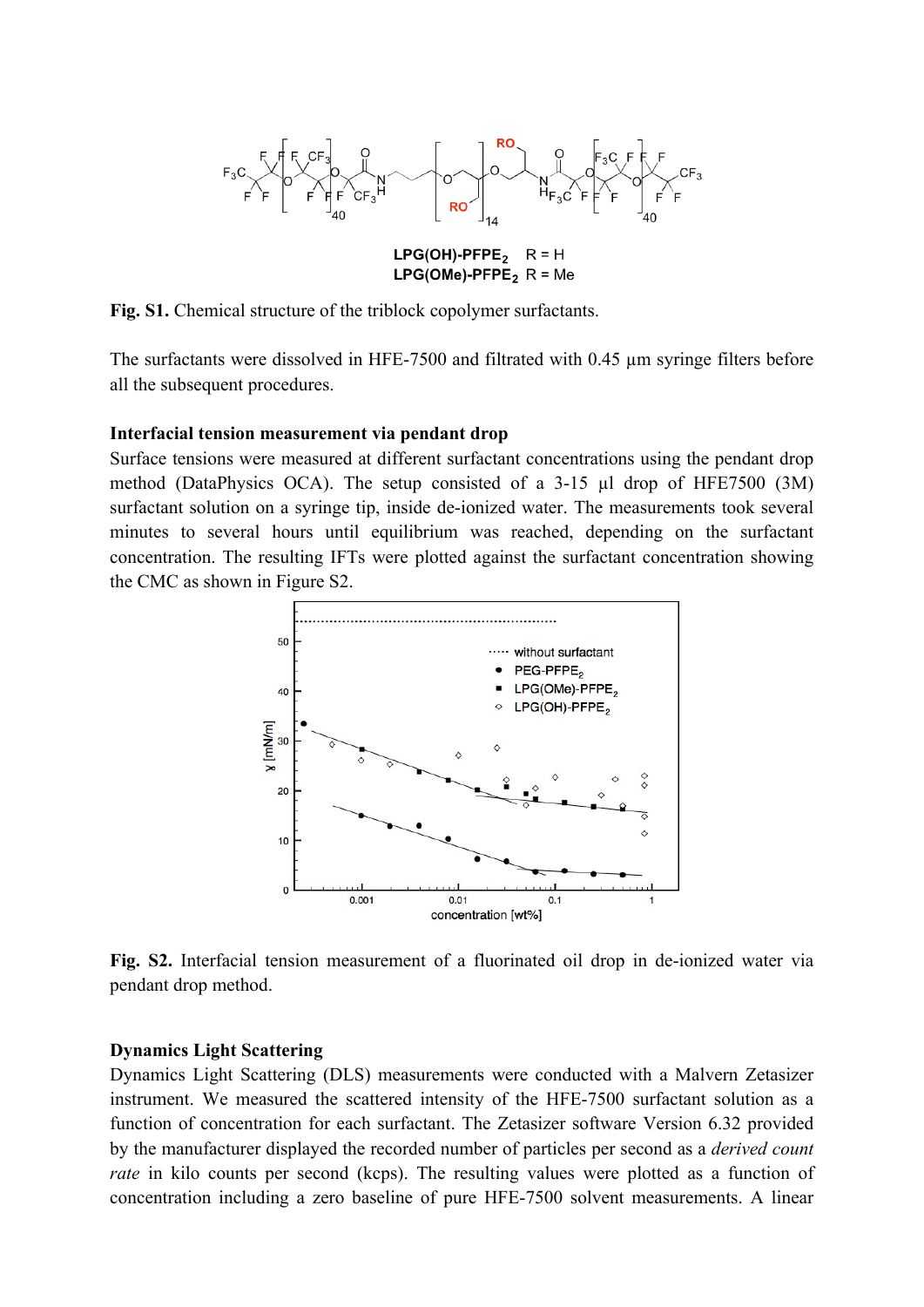LPG(OH)-PFPE$_2$ R = H
LPG(OMe)-PFPE$_2$ R = Me

**Fig. S1.** Chemical structure of the triblock copolymer surfactants.

The surfactants were dissolved in HFE-7500 and filtrated with 0.45 µm syringe filters before all the subsequent procedures.

### Interfacial tension measurement via pendant drop

Surface tensions were measured at different surfactant concentrations using the pendant drop method (DataPhysics OCA). The setup consisted of a 3-15 µl drop of HFE7500 (3M) surfactant solution on a syringe tip, inside de-ionized water. The measurements took several minutes to several hours until equilibrium was reached, depending on the surfactant concentration. The resulting IFTs were plotted against the surfactant concentration showing the CMC as shown in Figure S2.

**Fig. S2.** Interfacial tension measurement of a fluorinated oil drop in de-ionized water via pendant drop method.

### Dynamics Light Scattering

Dynamics Light Scattering (DLS) measurements were conducted with a Malvern Zetasizer instrument. We measured the scattered intensity of the HFE-7500 surfactant solution as a function of concentration for each surfactant. The Zetasizer software Version 6.32 provided by the manufacturer displayed the recorded number of particles per second as a *derived count rate* in kilo counts per second (kcps). The resulting values were plotted as a function of concentration including a zero baseline of pure HFE-7500 solvent measurements. A linear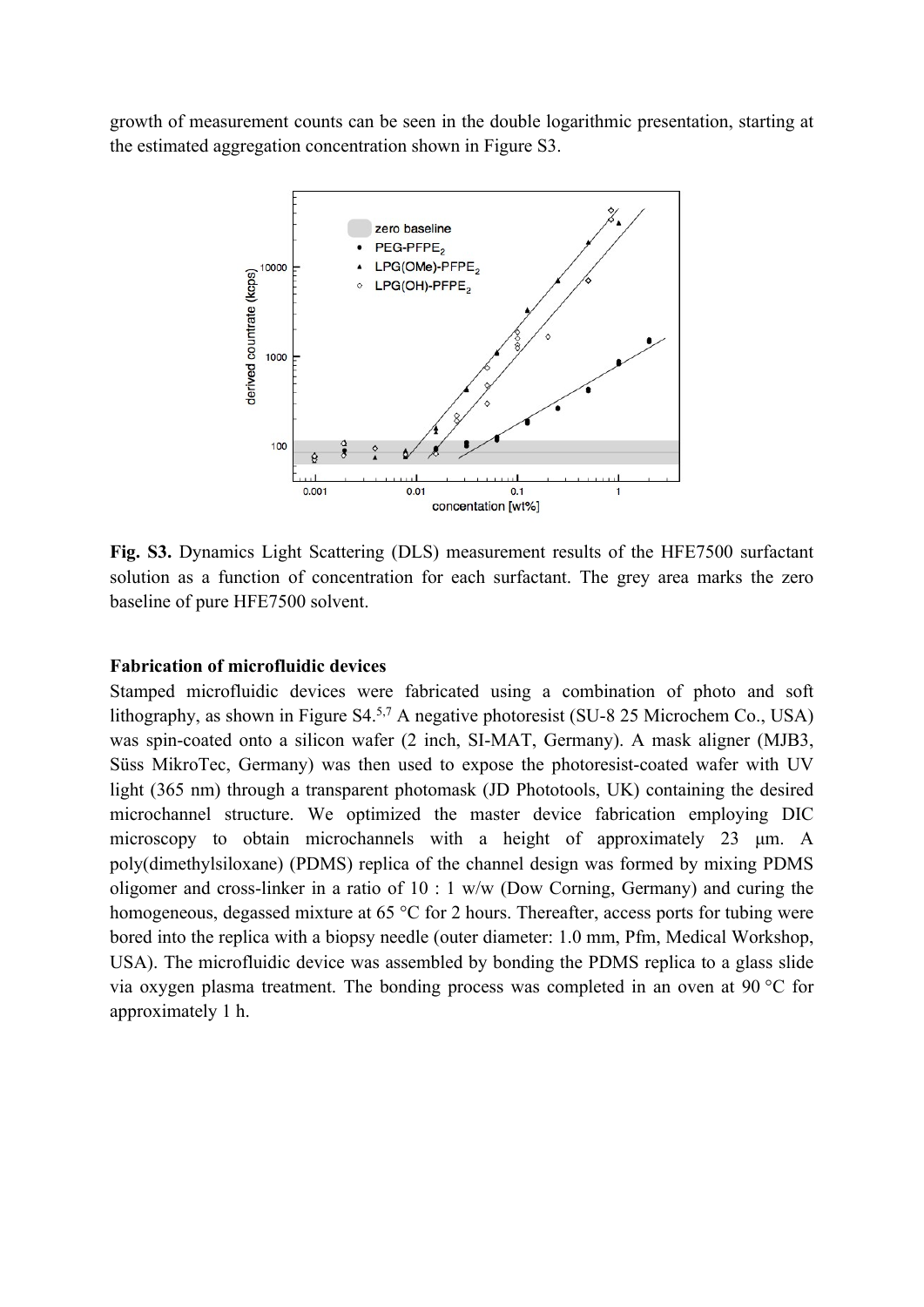growth of measurement counts can be seen in the double logarithmic presentation, starting at the estimated aggregation concentration shown in Figure S3.

**Fig. S3.** Dynamics Light Scattering (DLS) measurement results of the HFE7500 surfactant solution as a function of concentration for each surfactant. The grey area marks the zero baseline of pure HFE7500 solvent.

**Fabrication of microfluidic devices**

Stamped microfluidic devices were fabricated using a combination of photo and soft lithography, as shown in Figure S4.[5,7] A negative photoresist (SU-8 25 Microchem Co., USA) was spin-coated onto a silicon wafer (2 inch, SI-MAT, Germany). A mask aligner (MJB3, Süss MikroTec, Germany) was then used to expose the photoresist-coated wafer with UV light (365 nm) through a transparent photomask (JD Phototools, UK) containing the desired microchannel structure. We optimized the master device fabrication employing DIC microscopy to obtain microchannels with a height of approximately 23 μm. A poly(dimethylsiloxane) (PDMS) replica of the channel design was formed by mixing PDMS oligomer and cross-linker in a ratio of 10 : 1 w/w (Dow Corning, Germany) and curing the homogeneous, degassed mixture at 65 °C for 2 hours. Thereafter, access ports for tubing were bored into the replica with a biopsy needle (outer diameter: 1.0 mm, Pfm, Medical Workshop, USA). The microfluidic device was assembled by bonding the PDMS replica to a glass slide via oxygen plasma treatment. The bonding process was completed in an oven at 90 °C for approximately 1 h.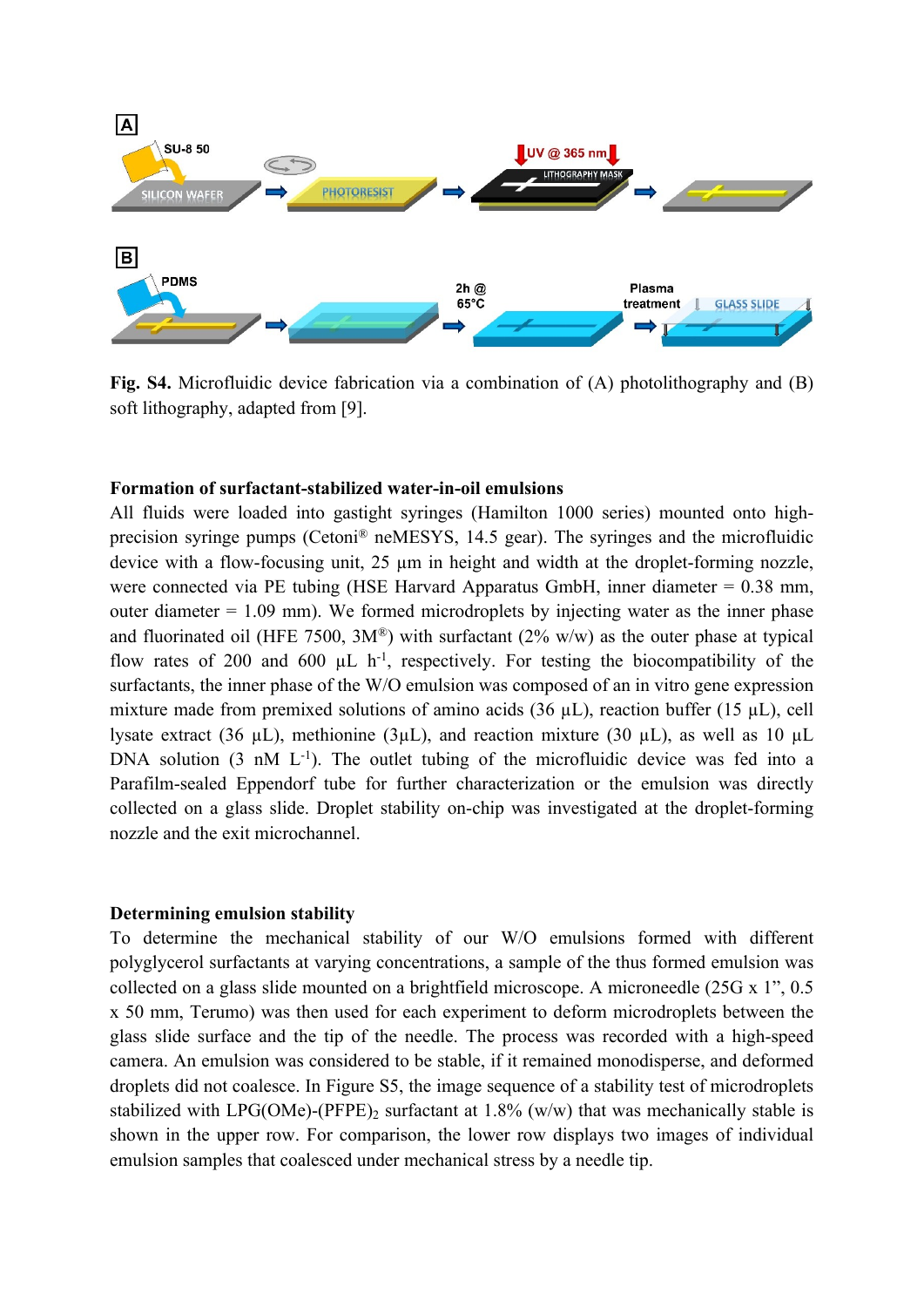**Fig. S4.** Microfluidic device fabrication via a combination of (A) photolithography and (B) soft lithography, adapted from [9].

**Formation of surfactant-stabilized water-in-oil emulsions**

All fluids were loaded into gastight syringes (Hamilton 1000 series) mounted onto high-precision syringe pumps (Cetoni® neMESYS, 14.5 gear). The syringes and the microfluidic device with a flow-focusing unit, 25 µm in height and width at the droplet-forming nozzle, were connected via PE tubing (HSE Harvard Apparatus GmbH, inner diameter = 0.38 mm, outer diameter = 1.09 mm). We formed microdroplets by injecting water as the inner phase and fluorinated oil (HFE 7500, 3M®) with surfactant (2% w/w) as the outer phase at typical flow rates of 200 and 600 µL $h^{-1}$, respectively. For testing the biocompatibility of the surfactants, the inner phase of the W/O emulsion was composed of an in vitro gene expression mixture made from premixed solutions of amino acids (36 µL), reaction buffer (15 µL), cell lysate extract (36 µL), methionine (3µL), and reaction mixture (30 µL), as well as 10 µL DNA solution (3 nM $L^{-1}$). The outlet tubing of the microfluidic device was fed into a Parafilm-sealed Eppendorf tube for further characterization or the emulsion was directly collected on a glass slide. Droplet stability on-chip was investigated at the droplet-forming nozzle and the exit microchannel.

**Determining emulsion stability**

To determine the mechanical stability of our W/O emulsions formed with different polyglycerol surfactants at varying concentrations, a sample of the thus formed emulsion was collected on a glass slide mounted on a brightfield microscope. A microneedle (25G x 1", 0.5 x 50 mm, Terumo) was then used for each experiment to deform microdroplets between the glass slide surface and the tip of the needle. The process was recorded with a high-speed camera. An emulsion was considered to be stable, if it remained monodisperse, and deformed droplets did not coalesce. In Figure S5, the image sequence of a stability test of microdroplets stabilized with LPG(OMe)-$(PFPE)_2$ surfactant at 1.8% (w/w) that was mechanically stable is shown in the upper row. For comparison, the lower row displays two images of individual emulsion samples that coalesced under mechanical stress by a needle tip.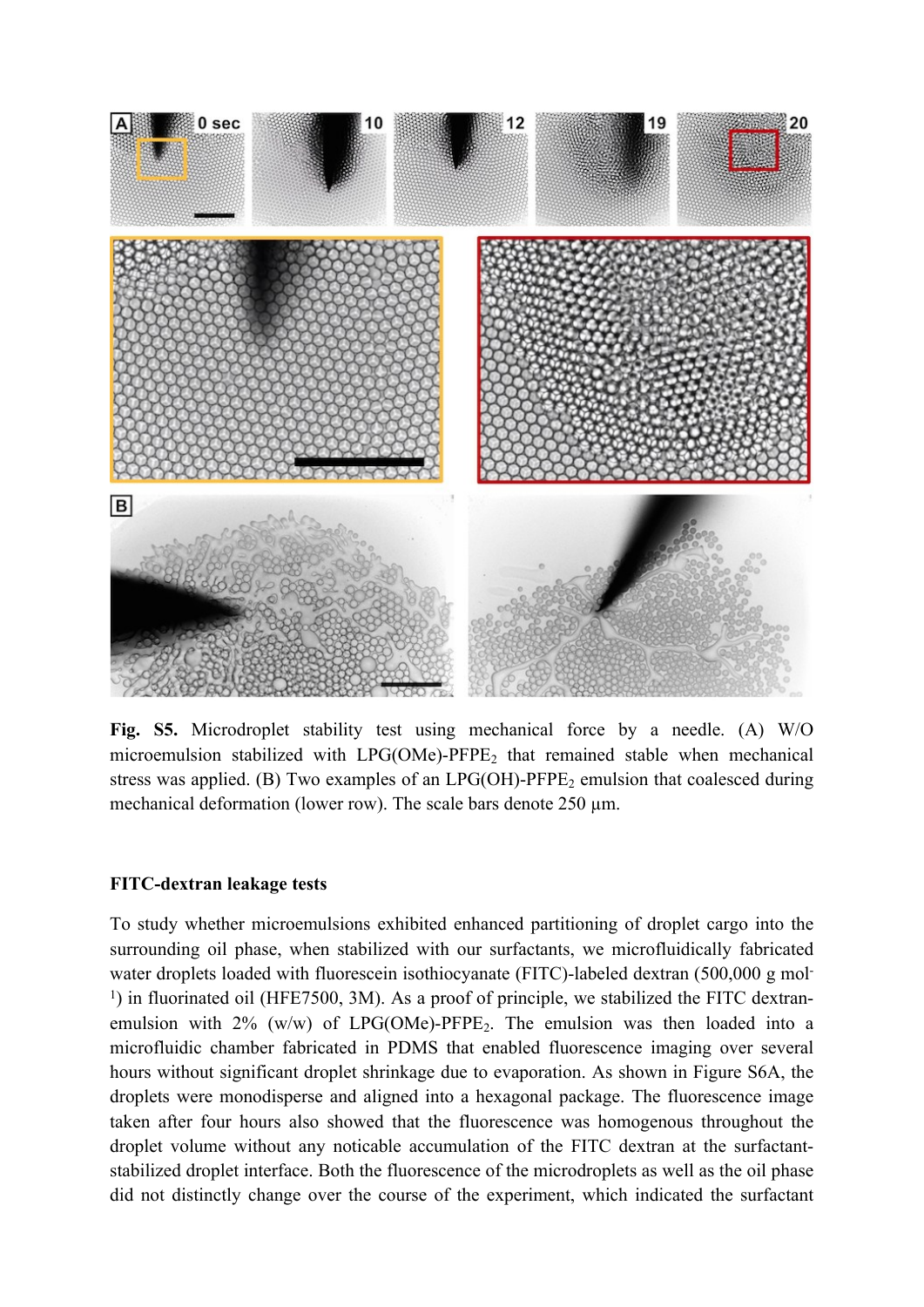**Fig. S5.** Microdroplet stability test using mechanical force by a needle. (A) W/O microemulsion stabilized with LPG(OMe)-$PFPE_2$ that remained stable when mechanical stress was applied. (B) Two examples of an LPG(OH)-$PFPE_2$ emulsion that coalesced during mechanical deformation (lower row). The scale bars denote 250 μm.

**FITC-dextran leakage tests**

To study whether microemulsions exhibited enhanced partitioning of droplet cargo into the surrounding oil phase, when stabilized with our surfactants, we microfluidically fabricated water droplets loaded with fluorescein isothiocyanate (FITC)-labeled dextran (500,000 g $mol^{-1}$) in fluorinated oil (HFE7500, 3M). As a proof of principle, we stabilized the FITC dextran-emulsion with 2% (w/w) of LPG(OMe)-$PFPE_2$. The emulsion was then loaded into a microfluidic chamber fabricated in PDMS that enabled fluorescence imaging over several hours without significant droplet shrinkage due to evaporation. As shown in Figure S6A, the droplets were monodisperse and aligned into a hexagonal package. The fluorescence image taken after four hours also showed that the fluorescence was homogenous throughout the droplet volume without any noticable accumulation of the FITC dextran at the surfactant-stabilized droplet interface. Both the fluorescence of the microdroplets as well as the oil phase did not distinctly change over the course of the experiment, which indicated the surfactant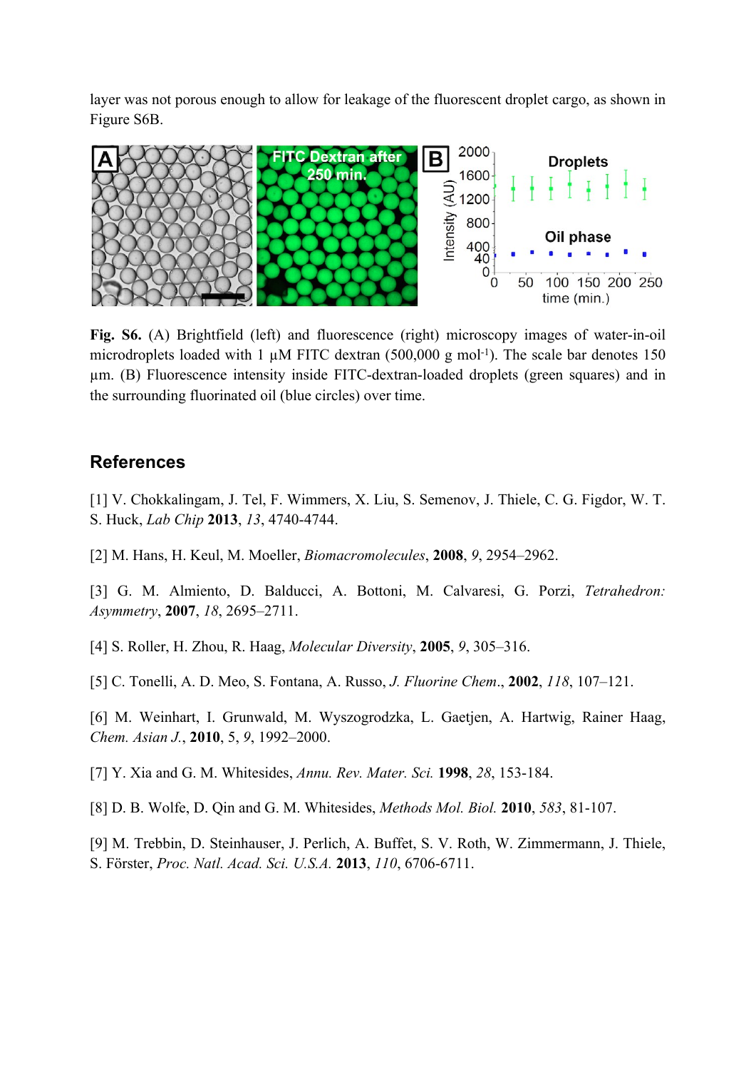layer was not porous enough to allow for leakage of the fluorescent droplet cargo, as shown in Figure S6B.

A

FITC Dextran after 250 min.

B

Droplets

Oil phase

Intensity (AU)

2000
1600
1200
800
400
40
0

0 50 100 150 200 250

time (min.)

**Fig. S6.** (A) Brightfield (left) and fluorescence (right) microscopy images of water-in-oil microdroplets loaded with 1 µM FITC dextran (500,000 g mol$^{-1}$). The scale bar denotes 150 µm. (B) Fluorescence intensity inside FITC-dextran-loaded droplets (green squares) and in the surrounding fluorinated oil (blue circles) over time.

## References

[1] V. Chokkalingam, J. Tel, F. Wimmers, X. Liu, S. Semenov, J. Thiele, C. G. Figdor, W. T. S. Huck, *Lab Chip* **2013**, *13*, 4740-4744.

[2] M. Hans, H. Keul, M. Moeller, *Biomacromolecules*, **2008**, *9*, 2954–2962.

[3] G. M. Almiento, D. Balducci, A. Bottoni, M. Calvaresi, G. Porzi, *Tetrahedron: Asymmetry*, **2007**, *18*, 2695–2711.

[4] S. Roller, H. Zhou, R. Haag, *Molecular Diversity*, **2005**, *9*, 305–316.

[5] C. Tonelli, A. D. Meo, S. Fontana, A. Russo, *J. Fluorine Chem*., **2002**, *118*, 107–121.

[6] M. Weinhart, I. Grunwald, M. Wyszogrodzka, L. Gaetjen, A. Hartwig, Rainer Haag, *Chem. Asian J.*, **2010**, 5, *9*, 1992–2000.

[7] Y. Xia and G. M. Whitesides, *Annu. Rev. Mater. Sci.* **1998**, *28*, 153-184.

[8] D. B. Wolfe, D. Qin and G. M. Whitesides, *Methods Mol. Biol.* **2010**, *583*, 81-107.

[9] M. Trebbin, D. Steinhauser, J. Perlich, A. Buffet, S. V. Roth, W. Zimmermann, J. Thiele, S. Förster, *Proc. Natl. Acad. Sci. U.S.A.* **2013**, *110*, 6706-6711.